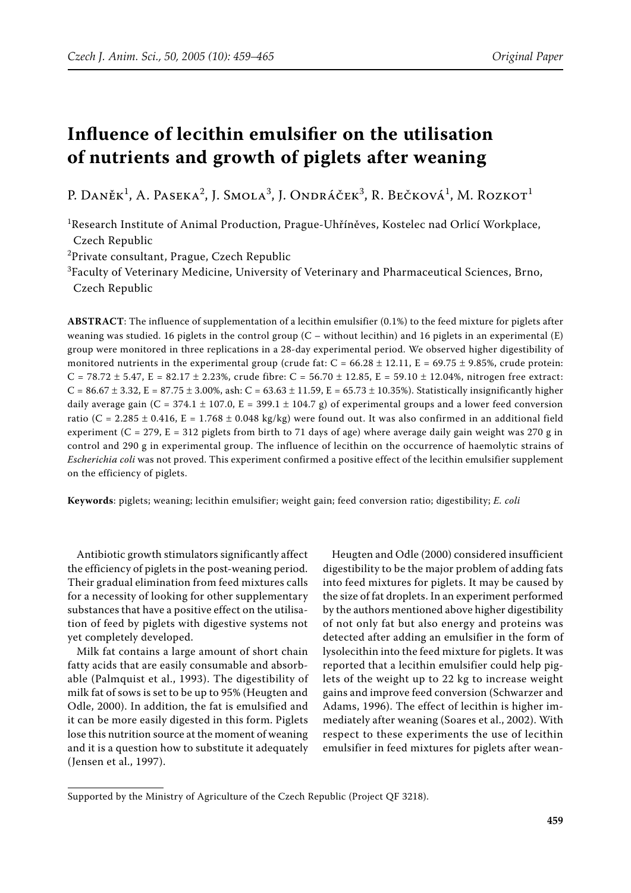# Influence of lecithin emulsifier on the utilisation of nutrients and growth of piglets after weaning

P. Daněk[1], A. Paseka[2], J. Smola[3], J. Ondráček[3], R. Bečková[1], M. Rozkot[1]

[1]Research Institute of Animal Production, Prague-Uhříněves, Kostelec nad Orlicí Workplace, Czech Republic

[2]Private consultant, Prague, Czech Republic

[3]Faculty of Veterinary Medicine, University of Veterinary and Pharmaceutical Sciences, Brno, Czech Republic

**ABSTRACT**: The influence of supplementation of a lecithin emulsifier (0.1%) to the feed mixture for piglets after weaning was studied. 16 piglets in the control group (C – without lecithin) and 16 piglets in an experimental (E) group were monitored in three replications in a 28-day experimental period. We observed higher digestibility of monitored nutrients in the experimental group (crude fat: C = 66.28 ± 12.11, E = 69.75 ± 9.85%, crude protein: C = 78.72 ± 5.47, E = 82.17 ± 2.23%, crude fibre: C = 56.70 ± 12.85, E = 59.10 ± 12.04%, nitrogen free extract: C = 86.67 ± 3.32, E = 87.75 ± 3.00%, ash: C = 63.63 ± 11.59, E = 65.73 ± 10.35%). Statistically insignificantly higher daily average gain (C = 374.1 ± 107.0, E = 399.1 ± 104.7 g) of experimental groups and a lower feed conversion ratio (C = 2.285 ± 0.416, E = 1.768 ± 0.048 kg/kg) were found out. It was also confirmed in an additional field experiment (C = 279, E = 312 piglets from birth to 71 days of age) where average daily gain weight was 270 g in control and 290 g in experimental group. The influence of lecithin on the occurrence of haemolytic strains of *Escherichia coli* was not proved. This experiment confirmed a positive effect of the lecithin emulsifier supplement on the efficiency of piglets.

**Keywords**: piglets; weaning; lecithin emulsifier; weight gain; feed conversion ratio; digestibility; *E. coli*

Antibiotic growth stimulators significantly affect the efficiency of piglets in the post-weaning period. Their gradual elimination from feed mixtures calls for a necessity of looking for other supplementary substances that have a positive effect on the utilisation of feed by piglets with digestive systems not yet completely developed.

Milk fat contains a large amount of short chain fatty acids that are easily consumable and absorbable (Palmquist et al., 1993). The digestibility of milk fat of sows is set to be up to 95% (Heugten and Odle, 2000). In addition, the fat is emulsified and it can be more easily digested in this form. Piglets lose this nutrition source at the moment of weaning and it is a question how to substitute it adequately (Jensen et al., 1997).

Heugten and Odle (2000) considered insufficient digestibility to be the major problem of adding fats into feed mixtures for piglets. It may be caused by the size of fat droplets. In an experiment performed by the authors mentioned above higher digestibility of not only fat but also energy and proteins was detected after adding an emulsifier in the form of lysolecithin into the feed mixture for piglets. It was reported that a lecithin emulsifier could help piglets of the weight up to 22 kg to increase weight gains and improve feed conversion (Schwarzer and Adams, 1996). The effect of lecithin is higher immediately after weaning (Soares et al., 2002). With respect to these experiments the use of lecithin emulsifier in feed mixtures for piglets after wean-

Supported by the Ministry of Agriculture of the Czech Republic (Project QF 3218).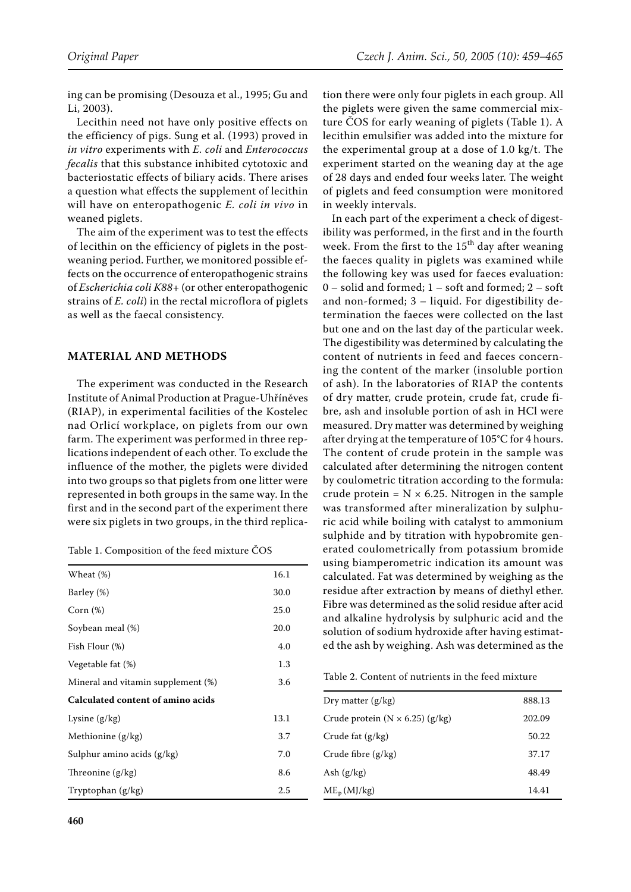ing can be promising (Desouza et al., 1995; Gu and Li, 2003).

Lecithin need not have only positive effects on the efficiency of pigs. Sung et al. (1993) proved in *in vitro* experiments with *E. coli* and *Enterococcus fecalis* that this substance inhibited cytotoxic and bacteriostatic effects of biliary acids. There arises a question what effects the supplement of lecithin will have on enteropathogenic *E. coli in vivo* in weaned piglets.

The aim of the experiment was to test the effects of lecithin on the efficiency of piglets in the post-weaning period. Further, we monitored possible effects on the occurrence of enteropathogenic strains of *Escherichia coli K88+* (or other enteropathogenic strains of *E. coli*) in the rectal microflora of piglets as well as the faecal consistency.

## MATERIAL AND METHODS

The experiment was conducted in the Research Institute of Animal Production at Prague-Uhříněves (RIAP), in experimental facilities of the Kostelec nad Orlicí workplace, on piglets from our own farm. The experiment was performed in three replications independent of each other. To exclude the influence of the mother, the piglets were divided into two groups so that piglets from one litter were represented in both groups in the same way. In the first and in the second part of the experiment there were six piglets in two groups, in the third replication there were only four piglets in each group. All the piglets were given the same commercial mixture ČOS for early weaning of piglets (Table 1). A lecithin emulsifier was added into the mixture for the experimental group at a dose of 1.0 kg/t. The experiment started on the weaning day at the age of 28 days and ended four weeks later. The weight of piglets and feed consumption were monitored in weekly intervals.

Table 1. Composition of the feed mixture ČOS

| | |
|---|---|
| Wheat (%) | 16.1 |
| Barley (%) | 30.0 |
| Corn (%) | 25.0 |
| Soybean meal (%) | 20.0 |
| Fish Flour (%) | 4.0 |
| Vegetable fat (%) | 1.3 |
| Mineral and vitamin supplement (%) | 3.6 |
| **Calculated content of amino acids** | |
| Lysine (g/kg) | 13.1 |
| Methionine (g/kg) | 3.7 |
| Sulphur amino acids (g/kg) | 7.0 |
| Threonine (g/kg) | 8.6 |
| Tryptophan (g/kg) | 2.5 |

In each part of the experiment a check of digestibility was performed, in the first and in the fourth week. From the first to the 15[th] day after weaning the faeces quality in piglets was examined while the following key was used for faeces evaluation: 0 – solid and formed; 1 – soft and formed; 2 – soft and non-formed; 3 – liquid. For digestibility determination the faeces were collected on the last but one and on the last day of the particular week. The digestibility was determined by calculating the content of nutrients in feed and faeces concerning the content of the marker (insoluble portion of ash). In the laboratories of RIAP the contents of dry matter, crude protein, crude fat, crude fibre, ash and insoluble portion of ash in HCl were measured. Dry matter was determined by weighing after drying at the temperature of 105°C for 4 hours. The content of crude protein in the sample was calculated after determining the nitrogen content by coulometric titration according to the formula: crude protein = N × 6.25. Nitrogen in the sample was transformed after mineralization by sulphuric acid while boiling with catalyst to ammonium sulphide and by titration with hypobromite generated coulometrically from potassium bromide using biamperometric indication its amount was calculated. Fat was determined by weighing as the residue after extraction by means of diethyl ether. Fibre was determined as the solid residue after acid and alkaline hydrolysis by sulphuric acid and the solution of sodium hydroxide after having estimated the ash by weighing. Ash was determined as the

Table 2. Content of nutrients in the feed mixture

| | |
|---|---|
| Dry matter (g/kg) | 888.13 |
| Crude protein (N × 6.25) (g/kg) | 202.09 |
| Crude fat (g/kg) | 50.22 |
| Crude fibre (g/kg) | 37.17 |
| Ash (g/kg) | 48.49 |
| $ME_p$ (MJ/kg) | 14.41 |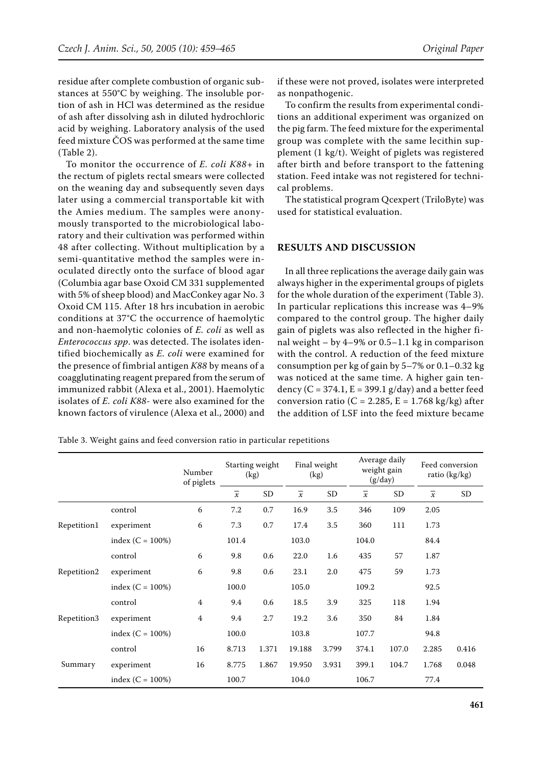residue after complete combustion of organic substances at 550°C by weighing. The insoluble portion of ash in HCl was determined as the residue of ash after dissolving ash in diluted hydrochloric acid by weighing. Laboratory analysis of the used feed mixture ČOS was performed at the same time (Table 2).

To monitor the occurrence of *E. coli K88+* in the rectum of piglets rectal smears were collected on the weaning day and subsequently seven days later using a commercial transportable kit with the Amies medium. The samples were anonymously transported to the microbiological laboratory and their cultivation was performed within 48 after collecting. Without multiplication by a semi-quantitative method the samples were inoculated directly onto the surface of blood agar (Columbia agar base Oxoid CM 331 supplemented with 5% of sheep blood) and MacConkey agar No. 3 Oxoid CM 115. After 18 hrs incubation in aerobic conditions at 37°C the occurrence of haemolytic and non-haemolytic colonies of *E. coli* as well as *Enterococcus spp*. was detected. The isolates identified biochemically as *E. coli* were examined for the presence of fimbrial antigen *K88* by means of a coagglutinating reagent prepared from the serum of immunized rabbit (Alexa et al., 2001). Haemolytic isolates of *E. coli K88-* were also examined for the known factors of virulence (Alexa et al., 2000) and if these were not proved, isolates were interpreted as nonpathogenic.

To confirm the results from experimental conditions an additional experiment was organized on the pig farm. The feed mixture for the experimental group was complete with the same lecithin supplement (1 kg/t). Weight of piglets was registered after birth and before transport to the fattening station. Feed intake was not registered for technical problems.

The statistical program Qcexpert (TriloByte) was used for statistical evaluation.

## RESULTS AND DISCUSSION

In all three replications the average daily gain was always higher in the experimental groups of piglets for the whole duration of the experiment (Table 3). In particular replications this increase was 4–9% compared to the control group. The higher daily gain of piglets was also reflected in the higher final weight – by 4–9% or 0.5–1.1 kg in comparison with the control. A reduction of the feed mixture consumption per kg of gain by 5–7% or 0.1–0.32 kg was noticed at the same time. A higher gain tendency (C = 374.1, E = 399.1 g/day) and a better feed conversion ratio (C = 2.285, E = 1.768 kg/kg) after the addition of LSF into the feed mixture became

Table 3. Weight gains and feed conversion ratio in particular repetitions

| | | Number of piglets | Starting weight (kg) | | Final weight (kg) | | Average daily weight gain (g/day) | | Feed conversion ratio (kg/kg) | |
|---|---|---|---|---|---|---|---|---|---|---|
| | | | $\bar{x}$ | SD | $\bar{x}$ | SD | $\bar{x}$ | SD | $\bar{x}$ | SD |
| Repetition1 | control | 6 | 7.2 | 0.7 | 16.9 | 3.5 | 346 | 109 | 2.05 | |
| | experiment | 6 | 7.3 | 0.7 | 17.4 | 3.5 | 360 | 111 | 1.73 | |
| | index (C = 100%) | | 101.4 | | 103.0 | | 104.0 | | 84.4 | |
| Repetition2 | control | 6 | 9.8 | 0.6 | 22.0 | 1.6 | 435 | 57 | 1.87 | |
| | experiment | 6 | 9.8 | 0.6 | 23.1 | 2.0 | 475 | 59 | 1.73 | |
| | index (C = 100%) | | 100.0 | | 105.0 | | 109.2 | | 92.5 | |
| Repetition3 | control | 4 | 9.4 | 0.6 | 18.5 | 3.9 | 325 | 118 | 1.94 | |
| | experiment | 4 | 9.4 | 2.7 | 19.2 | 3.6 | 350 | 84 | 1.84 | |
| | index (C = 100%) | | 100.0 | | 103.8 | | 107.7 | | 94.8 | |
| Summary | control | 16 | 8.713 | 1.371 | 19.188 | 3.799 | 374.1 | 107.0 | 2.285 | 0.416 |
| | experiment | 16 | 8.775 | 1.867 | 19.950 | 3.931 | 399.1 | 104.7 | 1.768 | 0.048 |
| | index (C = 100%) | | 100.7 | | 104.0 | | 106.7 | | 77.4 | |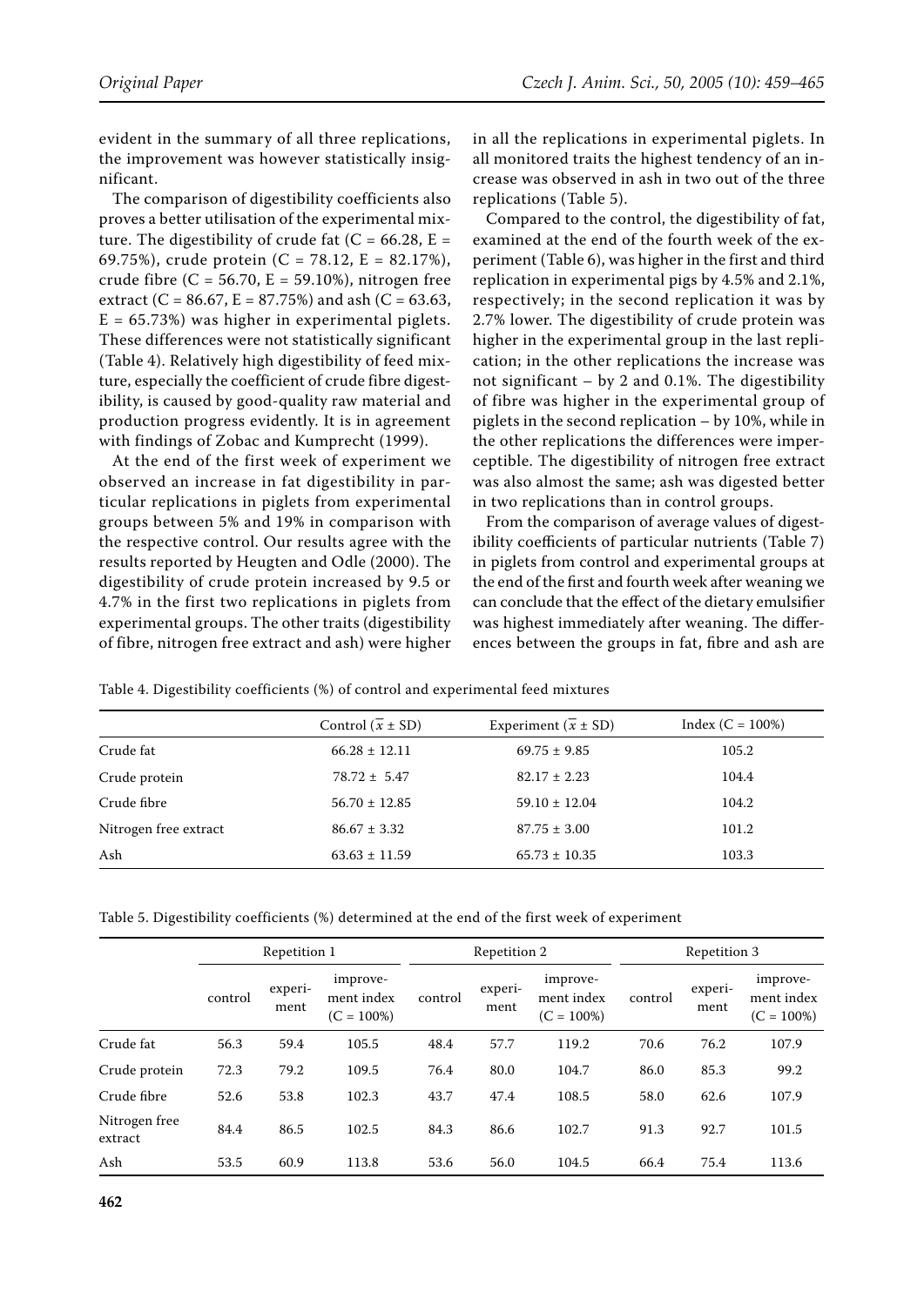evident in the summary of all three replications, the improvement was however statistically insignificant.

The comparison of digestibility coefficients also proves a better utilisation of the experimental mixture. The digestibility of crude fat (C = 66.28, E = 69.75%), crude protein (C = 78.12, E = 82.17%), crude fibre (C = 56.70, E = 59.10%), nitrogen free extract (C = 86.67, E = 87.75%) and ash (C = 63.63, E = 65.73%) was higher in experimental piglets. These differences were not statistically significant (Table 4). Relatively high digestibility of feed mixture, especially the coefficient of crude fibre digestibility, is caused by good-quality raw material and production progress evidently. It is in agreement with findings of Zobac and Kumprecht (1999).

At the end of the first week of experiment we observed an increase in fat digestibility in particular replications in piglets from experimental groups between 5% and 19% in comparison with the respective control. Our results agree with the results reported by Heugten and Odle (2000). The digestibility of crude protein increased by 9.5 or 4.7% in the first two replications in piglets from experimental groups. The other traits (digestibility of fibre, nitrogen free extract and ash) were higher in all the replications in experimental piglets. In all monitored traits the highest tendency of an increase was observed in ash in two out of the three replications (Table 5).

Compared to the control, the digestibility of fat, examined at the end of the fourth week of the experiment (Table 6), was higher in the first and third replication in experimental pigs by 4.5% and 2.1%, respectively; in the second replication it was by 2.7% lower. The digestibility of crude protein was higher in the experimental group in the last replication; in the other replications the increase was not significant – by 2 and 0.1%. The digestibility of fibre was higher in the experimental group of piglets in the second replication – by 10%, while in the other replications the differences were imperceptible. The digestibility of nitrogen free extract was also almost the same; ash was digested better in two replications than in control groups.

From the comparison of average values of digestibility coefficients of particular nutrients (Table 7) in piglets from control and experimental groups at the end of the first and fourth week after weaning we can conclude that the effect of the dietary emulsifier was highest immediately after weaning. The differences between the groups in fat, fibre and ash are

Table 4. Digestibility coefficients (%) of control and experimental feed mixtures

| | Control ($\bar{x} \pm$ SD) | Experiment ($\bar{x} \pm$ SD) | Index (C = 100%) |
|---|---|---|---|
| Crude fat | 66.28 ± 12.11 | 69.75 ± 9.85 | 105.2 |
| Crude protein | 78.72 ± 5.47 | 82.17 ± 2.23 | 104.4 |
| Crude fibre | 56.70 ± 12.85 | 59.10 ± 12.04 | 104.2 |
| Nitrogen free extract | 86.67 ± 3.32 | 87.75 ± 3.00 | 101.2 |
| Ash | 63.63 ± 11.59 | 65.73 ± 10.35 | 103.3 |

Table 5. Digestibility coefficients (%) determined at the end of the first week of experiment

| | Repetition 1 | | | Repetition 2 | | | Repetition 3 | | |
|---|---|---|---|---|---|---|---|---|---|
| | control | experiment | improvement index (C = 100%) | control | experiment | improvement index (C = 100%) | control | experiment | improvement index (C = 100%) |
| Crude fat | 56.3 | 59.4 | 105.5 | 48.4 | 57.7 | 119.2 | 70.6 | 76.2 | 107.9 |
| Crude protein | 72.3 | 79.2 | 109.5 | 76.4 | 80.0 | 104.7 | 86.0 | 85.3 | 99.2 |
| Crude fibre | 52.6 | 53.8 | 102.3 | 43.7 | 47.4 | 108.5 | 58.0 | 62.6 | 107.9 |
| Nitrogen free extract | 84.4 | 86.5 | 102.5 | 84.3 | 86.6 | 102.7 | 91.3 | 92.7 | 101.5 |
| Ash | 53.5 | 60.9 | 113.8 | 53.6 | 56.0 | 104.5 | 66.4 | 75.4 | 113.6 |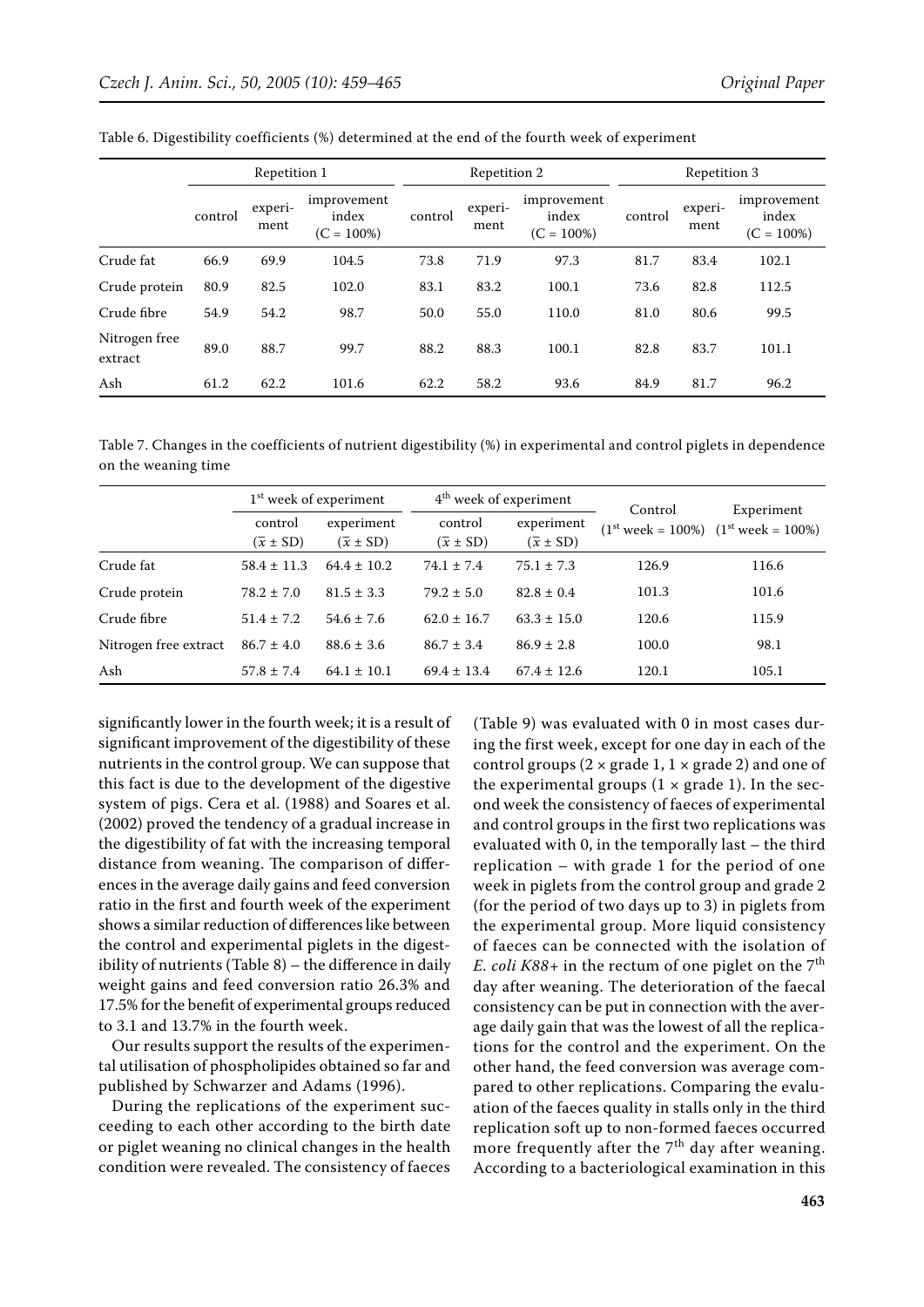Table 6. Digestibility coefficients (%) determined at the end of the fourth week of experiment

| | Repetition 1 | | | Repetition 2 | | | Repetition 3 | | |
|---|---|---|---|---|---|---|---|---|---|
| | control | experiment | improvement index (C = 100%) | control | experiment | improvement index (C = 100%) | control | experiment | improvement index (C = 100%) |
| Crude fat | 66.9 | 69.9 | 104.5 | 73.8 | 71.9 | 97.3 | 81.7 | 83.4 | 102.1 |
| Crude protein | 80.9 | 82.5 | 102.0 | 83.1 | 83.2 | 100.1 | 73.6 | 82.8 | 112.5 |
| Crude fibre | 54.9 | 54.2 | 98.7 | 50.0 | 55.0 | 110.0 | 81.0 | 80.6 | 99.5 |
| Nitrogen free extract | 89.0 | 88.7 | 99.7 | 88.2 | 88.3 | 100.1 | 82.8 | 83.7 | 101.1 |
| Ash | 61.2 | 62.2 | 101.6 | 62.2 | 58.2 | 93.6 | 84.9 | 81.7 | 96.2 |

Table 7. Changes in the coefficients of nutrient digestibility (%) in experimental and control piglets in dependence on the weaning time

| | 1st week of experiment | | 4th week of experiment | | Control | Experiment |
|---|---|---|---|---|---|---|
| | control ($\bar{x} \pm$ SD) | experiment ($\bar{x} \pm$ SD) | control ($\bar{x} \pm$ SD) | experiment ($\bar{x} \pm$ SD) | (1st week = 100%) | (1st week = 100%) |
| Crude fat | 58.4 ± 11.3 | 64.4 ± 10.2 | 74.1 ± 7.4 | 75.1 ± 7.3 | 126.9 | 116.6 |
| Crude protein | 78.2 ± 7.0 | 81.5 ± 3.3 | 79.2 ± 5.0 | 82.8 ± 0.4 | 101.3 | 101.6 |
| Crude fibre | 51.4 ± 7.2 | 54.6 ± 7.6 | 62.0 ± 16.7 | 63.3 ± 15.0 | 120.6 | 115.9 |
| Nitrogen free extract | 86.7 ± 4.0 | 88.6 ± 3.6 | 86.7 ± 3.4 | 86.9 ± 2.8 | 100.0 | 98.1 |
| Ash | 57.8 ± 7.4 | 64.1 ± 10.1 | 69.4 ± 13.4 | 67.4 ± 12.6 | 120.1 | 105.1 |

significantly lower in the fourth week; it is a result of significant improvement of the digestibility of these nutrients in the control group. We can suppose that this fact is due to the development of the digestive system of pigs. Cera et al. (1988) and Soares et al. (2002) proved the tendency of a gradual increase in the digestibility of fat with the increasing temporal distance from weaning. The comparison of differences in the average daily gains and feed conversion ratio in the first and fourth week of the experiment shows a similar reduction of differences like between the control and experimental piglets in the digestibility of nutrients (Table 8) – the difference in daily weight gains and feed conversion ratio 26.3% and 17.5% for the benefit of experimental groups reduced to 3.1 and 13.7% in the fourth week.

Our results support the results of the experimental utilisation of phospholipides obtained so far and published by Schwarzer and Adams (1996).

During the replications of the experiment succeeding to each other according to the birth date or piglet weaning no clinical changes in the health condition were revealed. The consistency of faeces (Table 9) was evaluated with 0 in most cases during the first week, except for one day in each of the control groups (2 × grade 1, 1 × grade 2) and one of the experimental groups (1 × grade 1). In the second week the consistency of faeces of experimental and control groups in the first two replications was evaluated with 0, in the temporally last – the third replication – with grade 1 for the period of one week in piglets from the control group and grade 2 (for the period of two days up to 3) in piglets from the experimental group. More liquid consistency of faeces can be connected with the isolation of *E. coli K88+* in the rectum of one piglet on the 7th day after weaning. The deterioration of the faecal consistency can be put in connection with the average daily gain that was the lowest of all the replications for the control and the experiment. On the other hand, the feed conversion was average compared to other replications. Comparing the evaluation of the faeces quality in stalls only in the third replication soft up to non-formed faeces occurred more frequently after the 7th day after weaning. According to a bacteriological examination in this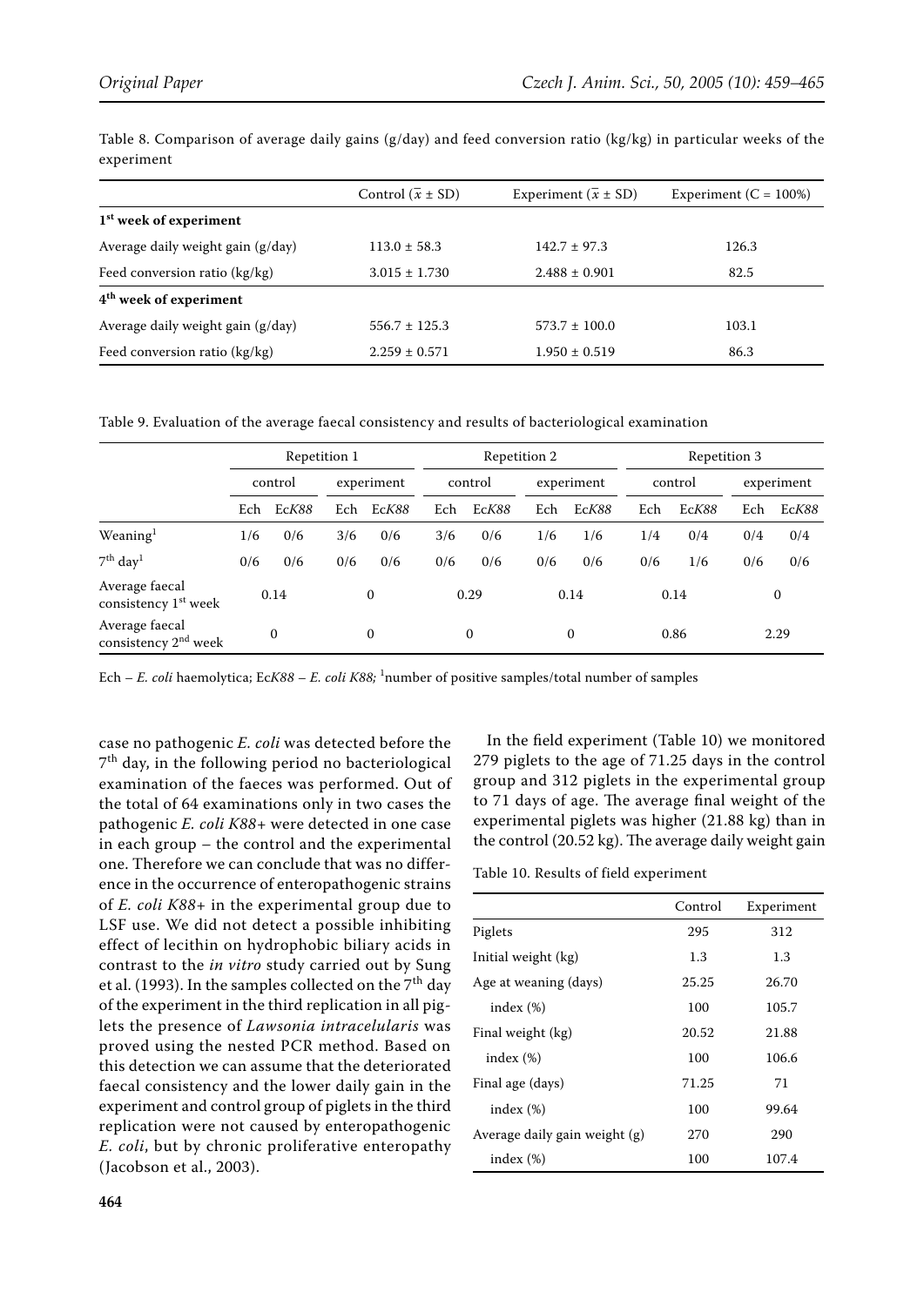Table 8. Comparison of average daily gains (g/day) and feed conversion ratio (kg/kg) in particular weeks of the experiment

| | Control ($\bar{x}$ ± SD) | Experiment ($\bar{x}$ ± SD) | Experiment (C = 100%) |
|---|---|---|---|
| **1st week of experiment** | | | |
| Average daily weight gain (g/day) | 113.0 ± 58.3 | 142.7 ± 97.3 | 126.3 |
| Feed conversion ratio (kg/kg) | 3.015 ± 1.730 | 2.488 ± 0.901 | 82.5 |
| **4th week of experiment** | | | |
| Average daily weight gain (g/day) | 556.7 ± 125.3 | 573.7 ± 100.0 | 103.1 |
| Feed conversion ratio (kg/kg) | 2.259 ± 0.571 | 1.950 ± 0.519 | 86.3 |

Table 9. Evaluation of the average faecal consistency and results of bacteriological examination

| | Repetition 1 | | | | Repetition 2 | | | | Repetition 3 | | | |
|---|---|---|---|---|---|---|---|---|---|---|---|---|
| | control | | experiment | | control | | experiment | | control | | experiment | |
| | Ech | Ec*K88* | Ech | Ec*K88* | Ech | Ec*K88* | Ech | Ec*K88* | Ech | Ec*K88* | Ech | Ec*K88* |
| Weaning[1] | 1/6 | 0/6 | 3/6 | 0/6 | 3/6 | 0/6 | 1/6 | 1/6 | 1/4 | 0/4 | 0/4 | 0/4 |
| 7th day[1] | 0/6 | 0/6 | 0/6 | 0/6 | 0/6 | 0/6 | 0/6 | 0/6 | 0/6 | 1/6 | 0/6 | 0/6 |
| Average faecal consistency 1st week | 0.14 | | 0 | | 0.29 | | 0.14 | | 0.14 | | 0 | |
| Average faecal consistency 2nd week | 0 | | 0 | | 0 | | 0 | | 0.86 | | 2.29 | |

Ech – *E. coli* haemolytica; Ec*K88* – *E. coli K88;* [1]number of positive samples/total number of samples

case no pathogenic *E. coli* was detected before the 7th day, in the following period no bacteriological examination of the faeces was performed. Out of the total of 64 examinations only in two cases the pathogenic *E. coli K88+* were detected in one case in each group – the control and the experimental one. Therefore we can conclude that was no difference in the occurrence of enteropathogenic strains of *E. coli K88+* in the experimental group due to LSF use. We did not detect a possible inhibiting effect of lecithin on hydrophobic biliary acids in contrast to the *in vitro* study carried out by Sung et al. (1993). In the samples collected on the 7th day of the experiment in the third replication in all piglets the presence of *Lawsonia intracelularis* was proved using the nested PCR method. Based on this detection we can assume that the deteriorated faecal consistency and the lower daily gain in the experiment and control group of piglets in the third replication were not caused by enteropathogenic *E. coli*, but by chronic proliferative enteropathy (Jacobson et al., 2003).

In the field experiment (Table 10) we monitored 279 piglets to the age of 71.25 days in the control group and 312 piglets in the experimental group to 71 days of age. The average final weight of the experimental piglets was higher (21.88 kg) than in the control (20.52 kg). The average daily weight gain

Table 10. Results of field experiment

| | Control | Experiment |
|---|---|---|
| Piglets | 295 | 312 |
| Initial weight (kg) | 1.3 | 1.3 |
| Age at weaning (days) | 25.25 | 26.70 |
| index (%) | 100 | 105.7 |
| Final weight (kg) | 20.52 | 21.88 |
| index (%) | 100 | 106.6 |
| Final age (days) | 71.25 | 71 |
| index (%) | 100 | 99.64 |
| Average daily gain weight (g) | 270 | 290 |
| index (%) | 100 | 107.4 |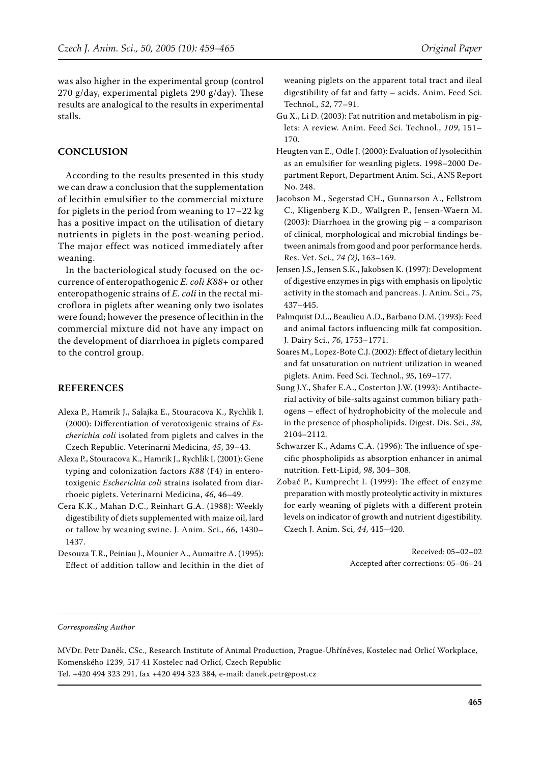was also higher in the experimental group (control 270 g/day, experimental piglets 290 g/day). These results are analogical to the results in experimental stalls.

## CONCLUSION

According to the results presented in this study we can draw a conclusion that the supplementation of lecithin emulsifier to the commercial mixture for piglets in the period from weaning to 17–22 kg has a positive impact on the utilisation of dietary nutrients in piglets in the post-weaning period. The major effect was noticed immediately after weaning.

In the bacteriological study focused on the occurrence of enteropathogenic *E. coli K88+* or other enteropathogenic strains of *E. coli* in the rectal microflora in piglets after weaning only two isolates were found; however the presence of lecithin in the commercial mixture did not have any impact on the development of diarrhoea in piglets compared to the control group.

## REFERENCES

Alexa P., Hamrik J., Salajka E., Stouracova K., Rychlik I. (2000): Differentiation of verotoxigenic strains of *Escherichia coli* isolated from piglets and calves in the Czech Republic. Veterinarni Medicina, *45*, 39–43.

Alexa P., Stouracova K., Hamrik J., Rychlik I. (2001): Gene typing and colonization factors *K88* (F4) in enterotoxigenic *Escherichia coli* strains isolated from diarrhoeic piglets. Veterinarni Medicina, *46*, 46–49.

Cera K.K., Mahan D.C., Reinhart G.A. (1988): Weekly digestibility of diets supplemented with maize oil, lard or tallow by weaning swine. J. Anim. Sci., *66*, 1430–1437.

Desouza T.R., Peiniau J., Mounier A., Aumaitre A. (1995): Effect of addition tallow and lecithin in the diet of weaning piglets on the apparent total tract and ileal digestibility of fat and fatty – acids. Anim. Feed Sci. Technol., *52*, 77–91.

Gu X., Li D. (2003): Fat nutrition and metabolism in piglets: A review. Anim. Feed Sci. Technol., *109*, 151–170.

Heugten van E., Odle J. (2000): Evaluation of lysolecithin as an emulsifier for weanling piglets. 1998–2000 Department Report, Department Anim. Sci., ANS Report No. 248.

Jacobson M., Segerstad CH., Gunnarson A., Fellstrom C., Kligenberg K.D., Wallgren P., Jensen-Waern M. (2003): Diarrhoea in the growing pig – a comparison of clinical, morphological and microbial findings between animals from good and poor performance herds. Res. Vet. Sci., *74 (2)*, 163–169.

Jensen J.S., Jensen S.K., Jakobsen K. (1997): Development of digestive enzymes in pigs with emphasis on lipolytic activity in the stomach and pancreas. J. Anim. Sci., *75*, 437–445.

Palmquist D.L., Beaulieu A.D., Barbano D.M. (1993): Feed and animal factors influencing milk fat composition. J. Dairy Sci., *76*, 1753–1771.

Soares M., Lopez-Bote C.J. (2002): Effect of dietary lecithin and fat unsaturation on nutrient utilization in weaned piglets. Anim. Feed Sci. Technol., *95*, 169–177.

Sung J.Y., Shafer E.A., Costerton J.W. (1993): Antibacterial activity of bile-salts against common biliary pathogens – effect of hydrophobicity of the molecule and in the presence of phospholipids. Digest. Dis. Sci., *38*, 2104–2112.

Schwarzer K., Adams C.A. (1996): The influence of specific phospholipids as absorption enhancer in animal nutrition. Fett-Lipid, *98*, 304–308.

Zobač P., Kumprecht I. (1999): The effect of enzyme preparation with mostly proteolytic activity in mixtures for early weaning of piglets with a different protein levels on indicator of growth and nutrient digestibility. Czech J. Anim. Sci, *44*, 415–420.

Received: 05–02–02
Accepted after corrections: 05–06–24

*Corresponding Author*

MVDr. Petr Daněk, CSc., Research Institute of Animal Production, Prague-Uhříněves, Kostelec nad Orlicí Workplace, Komenského 1239, 517 41 Kostelec nad Orlicí, Czech Republic
Tel. +420 494 323 291, fax +420 494 323 384, e-mail: danek.petr@post.cz